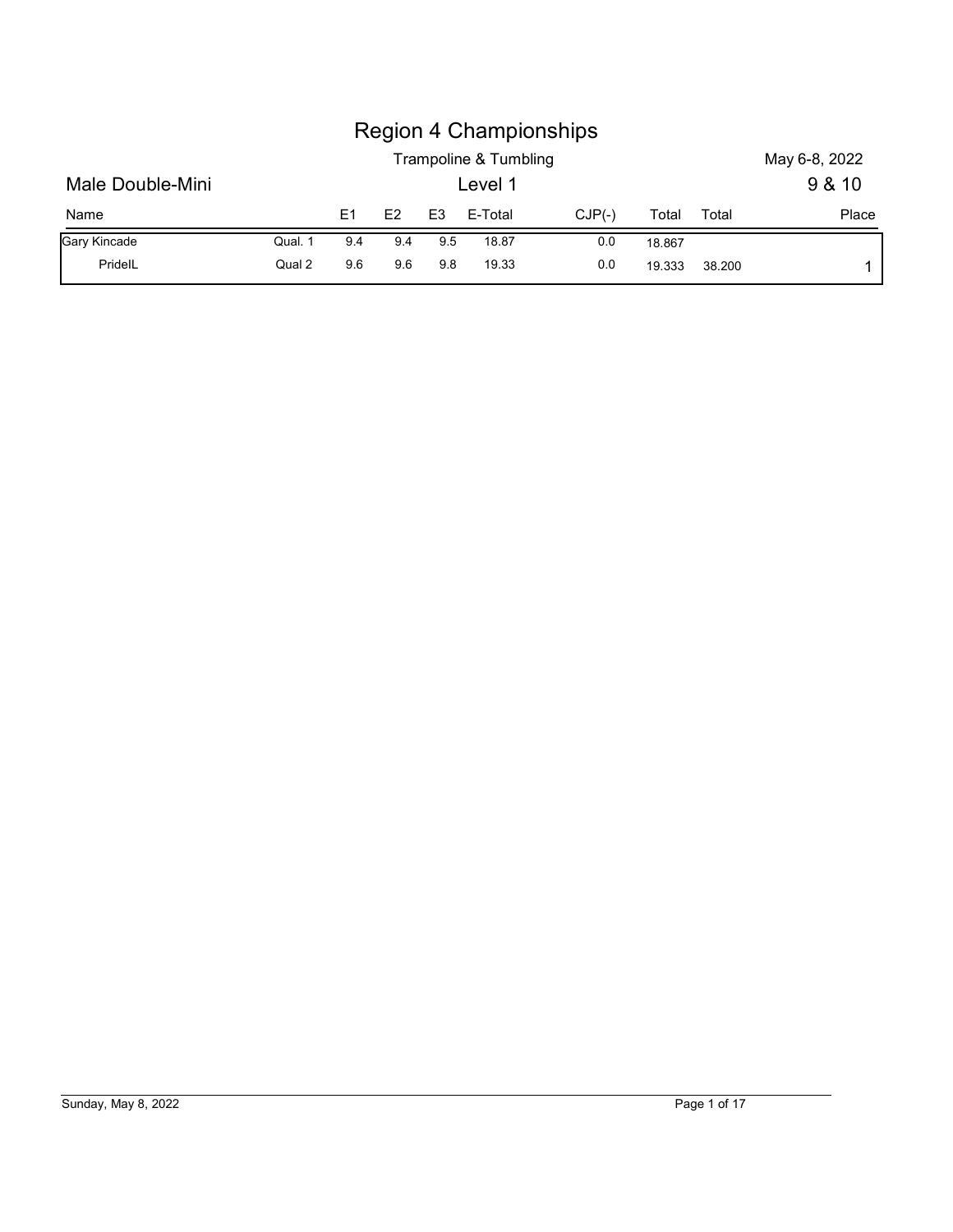# Region 4 Championships

Trampoline & Tumbling

May 6-8, 2022

## Male Double-Mini

Level 1

9 & 10

| Name | | E1 | E2 | E3 | E-Total | CJP(-) | Total | Total | Place |
|---|---|---|---|---|---|---|---|---|---|
| Gary Kincade | Qual. 1 | 9.4 | 9.4 | 9.5 | 18.87 | 0.0 | 18.867 | | |
| PrideIL | Qual 2 | 9.6 | 9.6 | 9.8 | 19.33 | 0.0 | 19.333 | 38.200 | 1 |

Sunday, May 8, 2022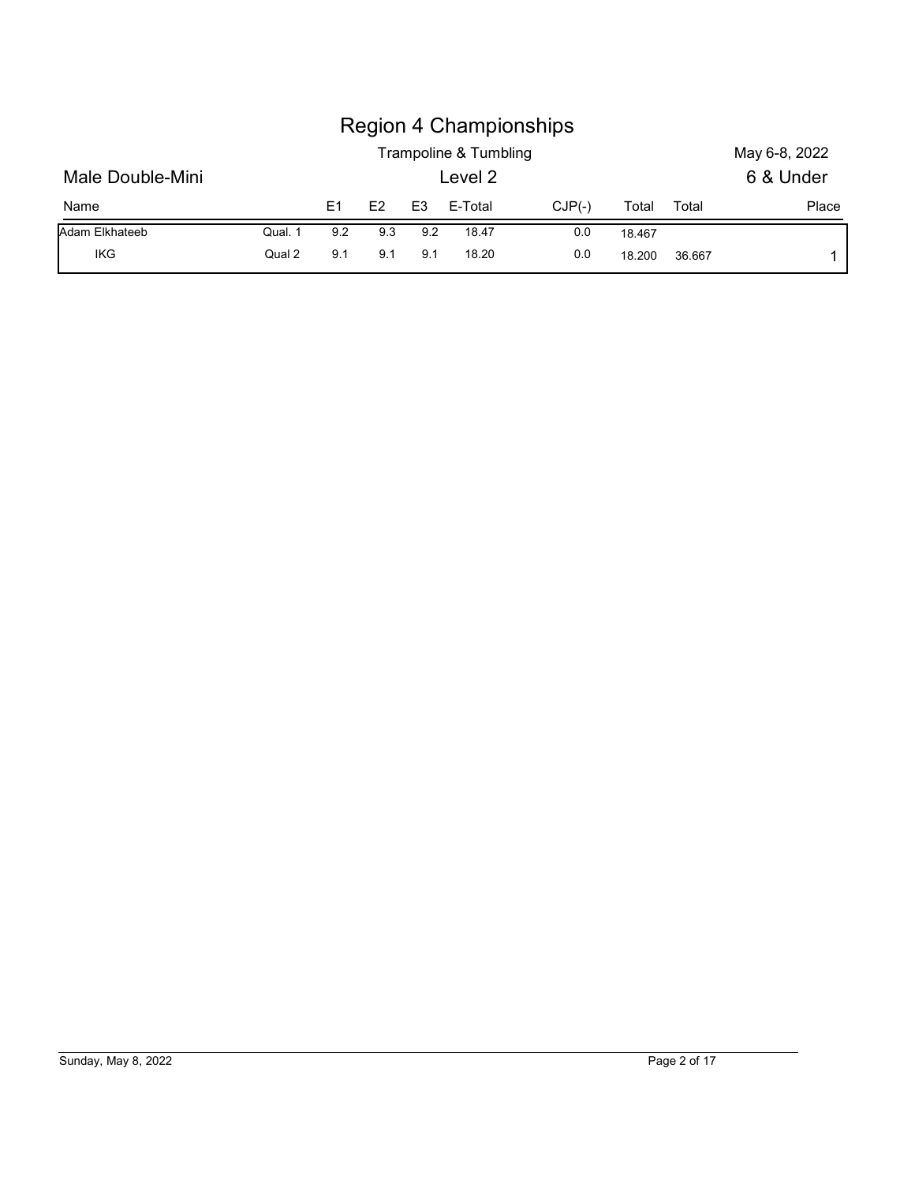# Region 4 Championships

Trampoline & Tumbling

May 6-8, 2022

## Male Double-Mini

Level 2

6 & Under

| Name | | E1 | E2 | E3 | E-Total | CJP(-) | Total | Total | Place |
|---|---|---|---|---|---|---|---|---|---|
| Adam Elkhateeb | Qual. 1 | 9.2 | 9.3 | 9.2 | 18.47 | 0.0 | 18.467 | | |
| IKG | Qual 2 | 9.1 | 9.1 | 9.1 | 18.20 | 0.0 | 18.200 | 36.667 | 1 |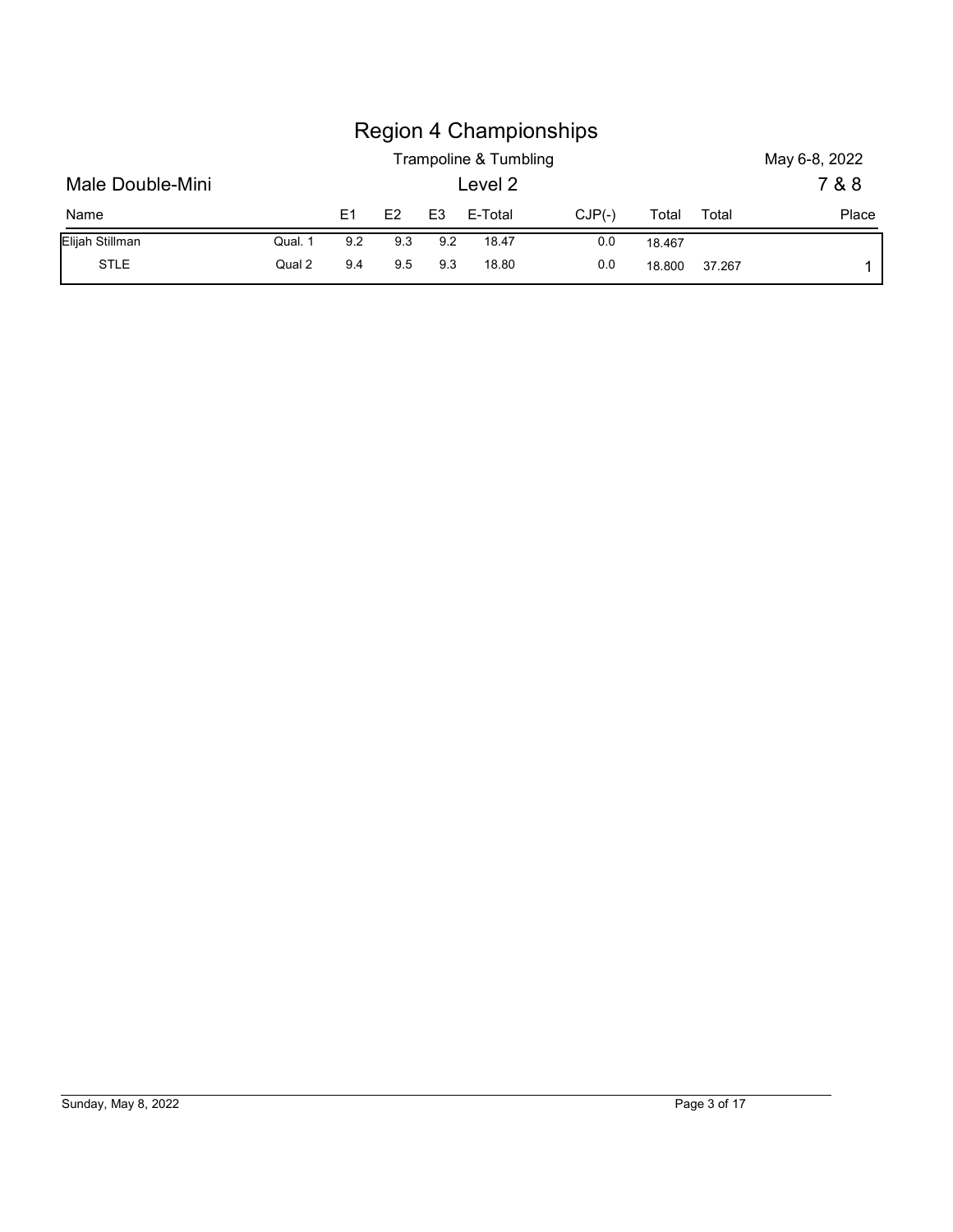# Region 4 Championships

## Trampoline & Tumbling

May 6-8, 2022

## Male Double-Mini

### Level 2

7 & 8

| Name | | E1 | E2 | E3 | E-Total | CJP(-) | Total | Total | Place |
|---|---|---|---|---|---|---|---|---|---|
| Elijah Stillman | Qual. 1 | 9.2 | 9.3 | 9.2 | 18.47 | 0.0 | 18.467 | | |
| STLE | Qual 2 | 9.4 | 9.5 | 9.3 | 18.80 | 0.0 | 18.800 | 37.267 | 1 |

Sunday, May 8, 2022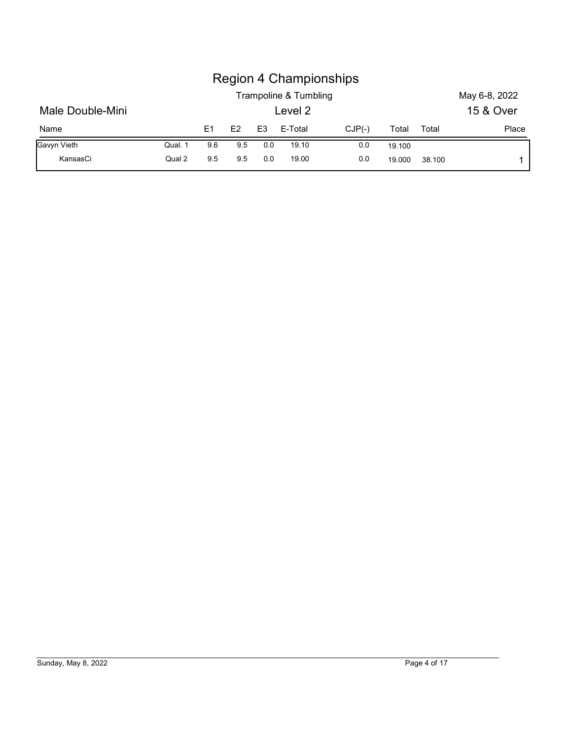# Region 4 Championships

Trampoline & Tumbling

May 6-8, 2022

## Male Double-Mini

Level 2

15 & Over

| Name | | E1 | E2 | E3 | E-Total | CJP(-) | Total | Total | Place |
|---|---|---|---|---|---|---|---|---|---|
| Gavyn Vieth | Qual. 1 | 9.6 | 9.5 | 0.0 | 19.10 | 0.0 | 19.100 | | |
| KansasCi | Qual 2 | 9.5 | 9.5 | 0.0 | 19.00 | 0.0 | 19.000 | 38.100 | 1 |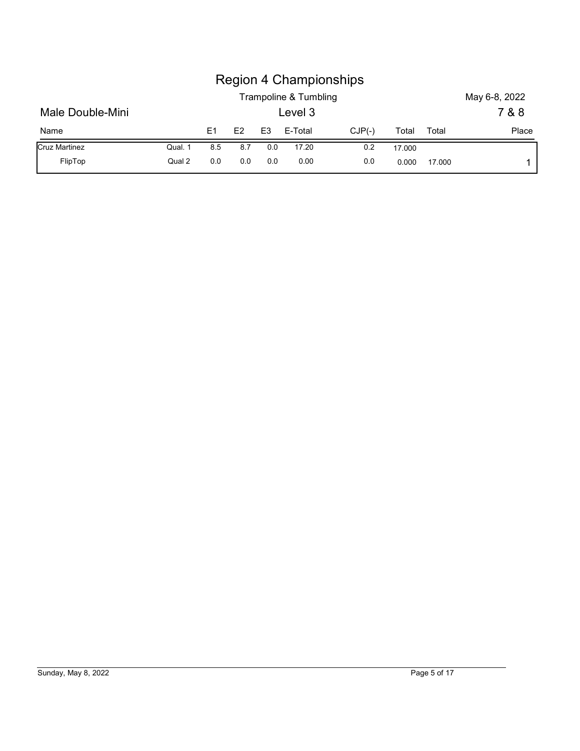# Region 4 Championships

Trampoline & Tumbling

May 6-8, 2022

## Male Double-Mini

Level 3

7 & 8

| Name | | E1 | E2 | E3 | E-Total | CJP(-) | Total | Total | Place |
|---|---|---|---|---|---|---|---|---|---|
| Cruz Martinez | Qual. 1 | 8.5 | 8.7 | 0.0 | 17.20 | 0.2 | 17.000 | | |
| FlipTop | Qual 2 | 0.0 | 0.0 | 0.0 | 0.00 | 0.0 | 0.000 | 17.000 | 1 |

Sunday, May 8, 2022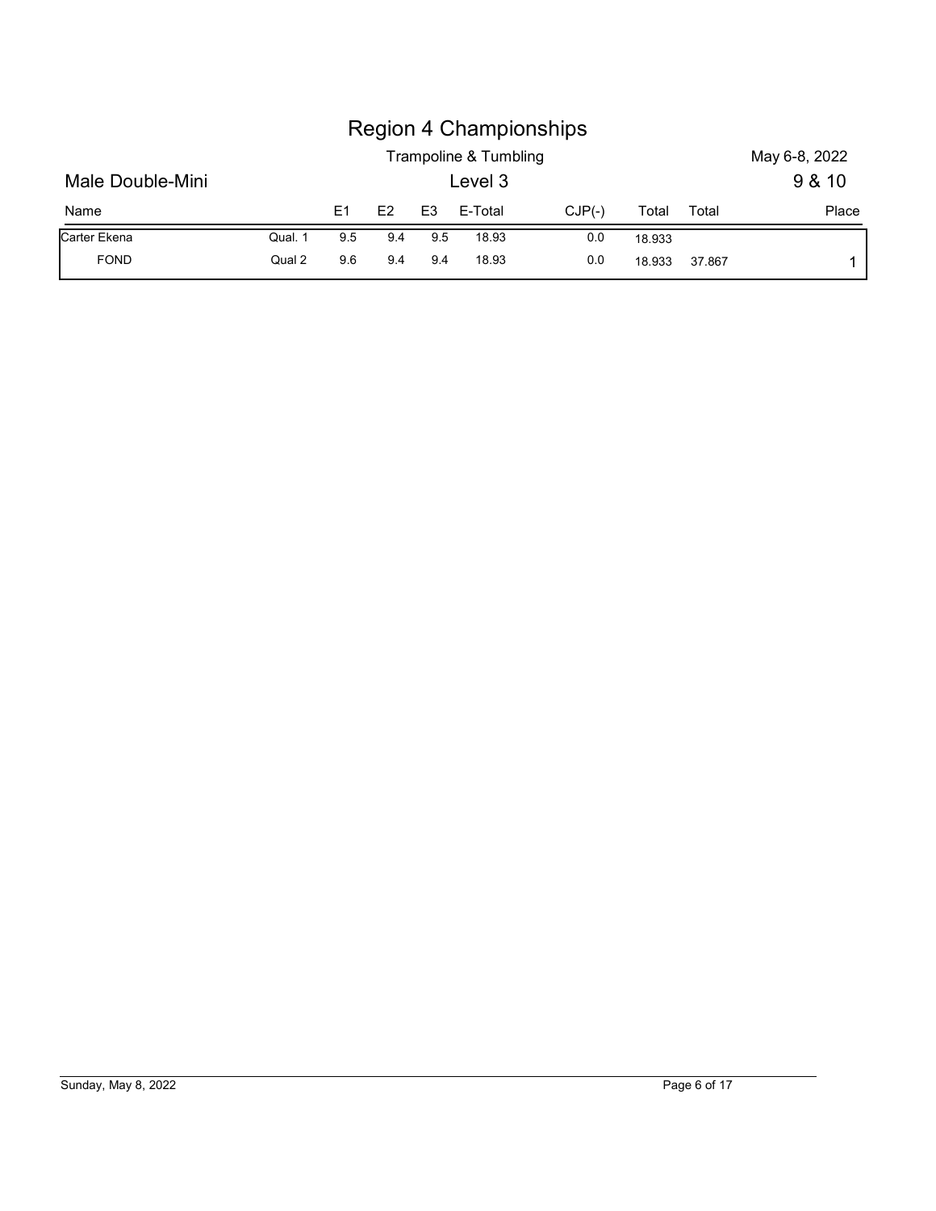# Region 4 Championships

Trampoline & Tumbling

May 6-8, 2022

## Male Double-Mini

Level 3

9 & 10

| Name | | E1 | E2 | E3 | E-Total | CJP(-) | Total | Total | Place |
|---|---|---|---|---|---|---|---|---|---|
| Carter Ekena | Qual. 1 | 9.5 | 9.4 | 9.5 | 18.93 | 0.0 | 18.933 | | |
| FOND | Qual 2 | 9.6 | 9.4 | 9.4 | 18.93 | 0.0 | 18.933 | 37.867 | 1 |

Sunday, May 8, 2022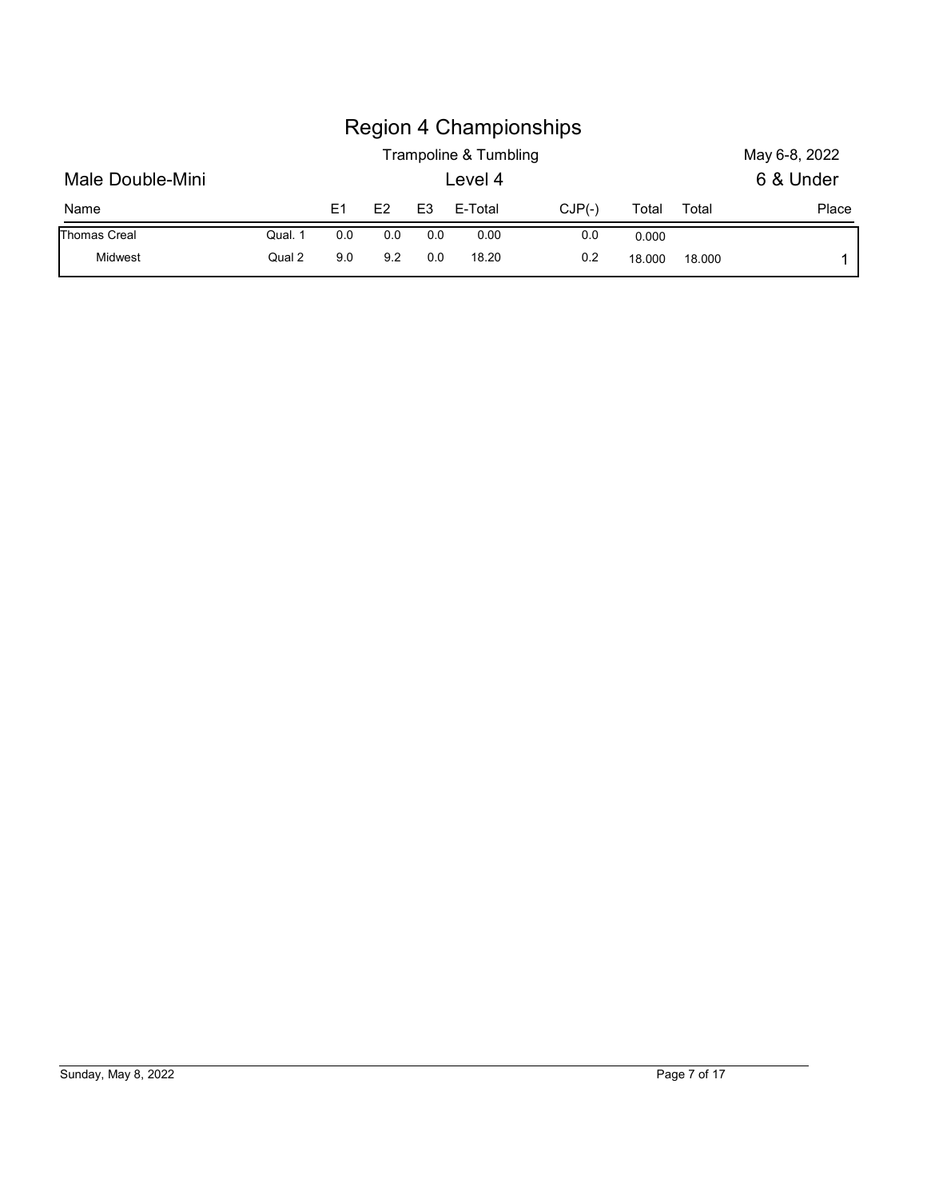# Region 4 Championships

Trampoline & Tumbling

May 6-8, 2022

## Male Double-Mini

Level 4

6 & Under

| Name | | E1 | E2 | E3 | E-Total | CJP(-) | Total | Total | Place |
|---|---|---|---|---|---|---|---|---|---|
| Thomas Creal | Qual. 1 | 0.0 | 0.0 | 0.0 | 0.00 | 0.0 | 0.000 | | |
| Midwest | Qual 2 | 9.0 | 9.2 | 0.0 | 18.20 | 0.2 | 18.000 | 18.000 | 1 |

Sunday, May 8, 2022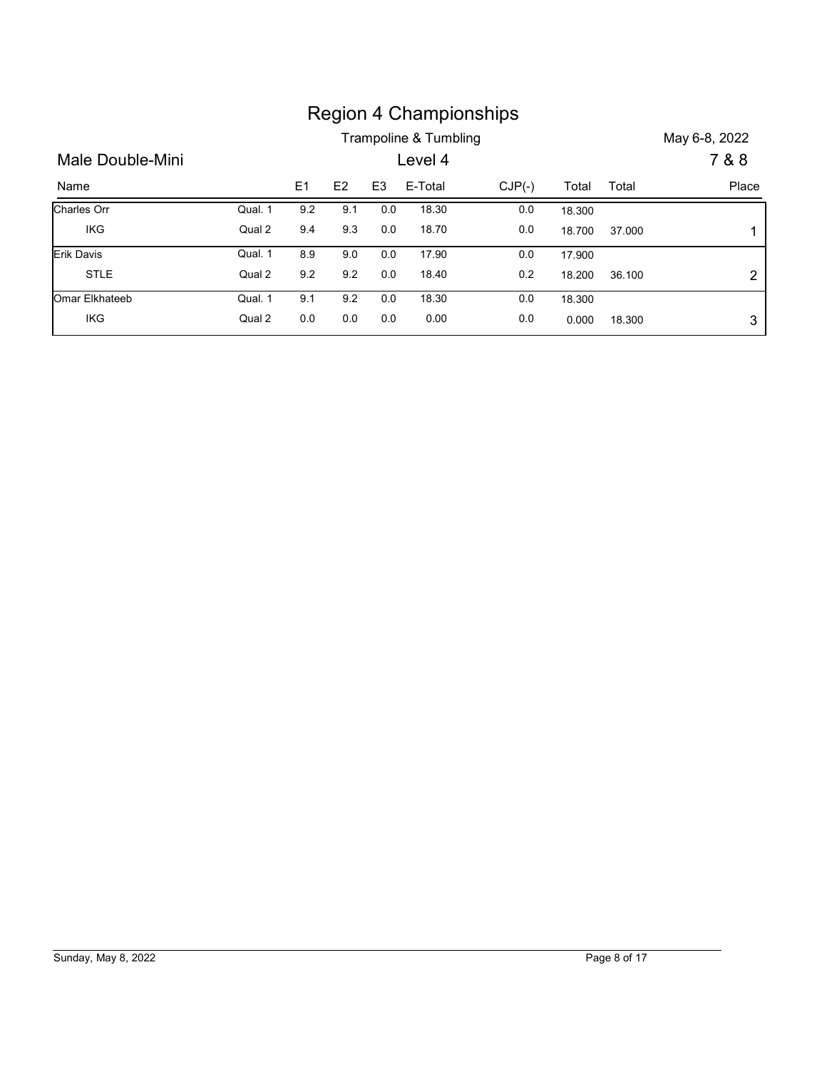# Region 4 Championships

Trampoline & Tumbling

May 6-8, 2022

## Male Double-Mini

Level 4

7 & 8

| Name | | E1 | E2 | E3 | E-Total | CJP(-) | Total | Total | Place |
|---|---|---|---|---|---|---|---|---|---|
| Charles Orr | Qual. 1 | 9.2 | 9.1 | 0.0 | 18.30 | 0.0 | 18.300 | | |
| IKG | Qual 2 | 9.4 | 9.3 | 0.0 | 18.70 | 0.0 | 18.700 | 37.000 | 1 |
| Erik Davis | Qual. 1 | 8.9 | 9.0 | 0.0 | 17.90 | 0.0 | 17.900 | | |
| STLE | Qual 2 | 9.2 | 9.2 | 0.0 | 18.40 | 0.2 | 18.200 | 36.100 | 2 |
| Omar Elkhateeb | Qual. 1 | 9.1 | 9.2 | 0.0 | 18.30 | 0.0 | 18.300 | | |
| IKG | Qual 2 | 0.0 | 0.0 | 0.0 | 0.00 | 0.0 | 0.000 | 18.300 | 3 |

Sunday, May 8, 2022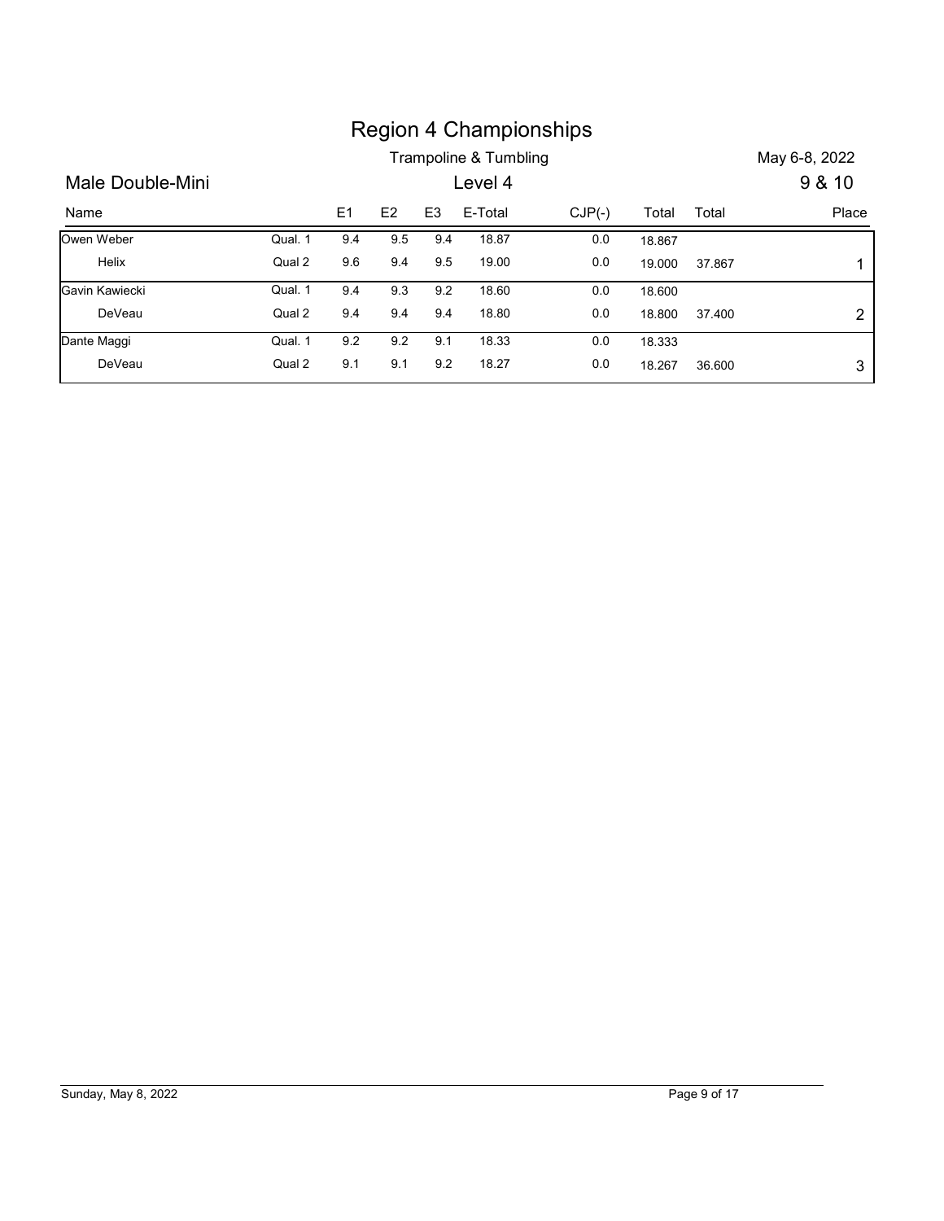# Region 4 Championships

Trampoline & Tumbling

May 6-8, 2022

## Male Double-Mini

Level 4

9 & 10

| Name | | E1 | E2 | E3 | E-Total | CJP(-) | Total | Total | Place |
|---|---|---|---|---|---|---|---|---|---|
| Owen Weber | Qual. 1 | 9.4 | 9.5 | 9.4 | 18.87 | 0.0 | 18.867 | | |
| Helix | Qual 2 | 9.6 | 9.4 | 9.5 | 19.00 | 0.0 | 19.000 | 37.867 | 1 |
| Gavin Kawiecki | Qual. 1 | 9.4 | 9.3 | 9.2 | 18.60 | 0.0 | 18.600 | | |
| DeVeau | Qual 2 | 9.4 | 9.4 | 9.4 | 18.80 | 0.0 | 18.800 | 37.400 | 2 |
| Dante Maggi | Qual. 1 | 9.2 | 9.2 | 9.1 | 18.33 | 0.0 | 18.333 | | |
| DeVeau | Qual 2 | 9.1 | 9.1 | 9.2 | 18.27 | 0.0 | 18.267 | 36.600 | 3 |

Sunday, May 8, 2022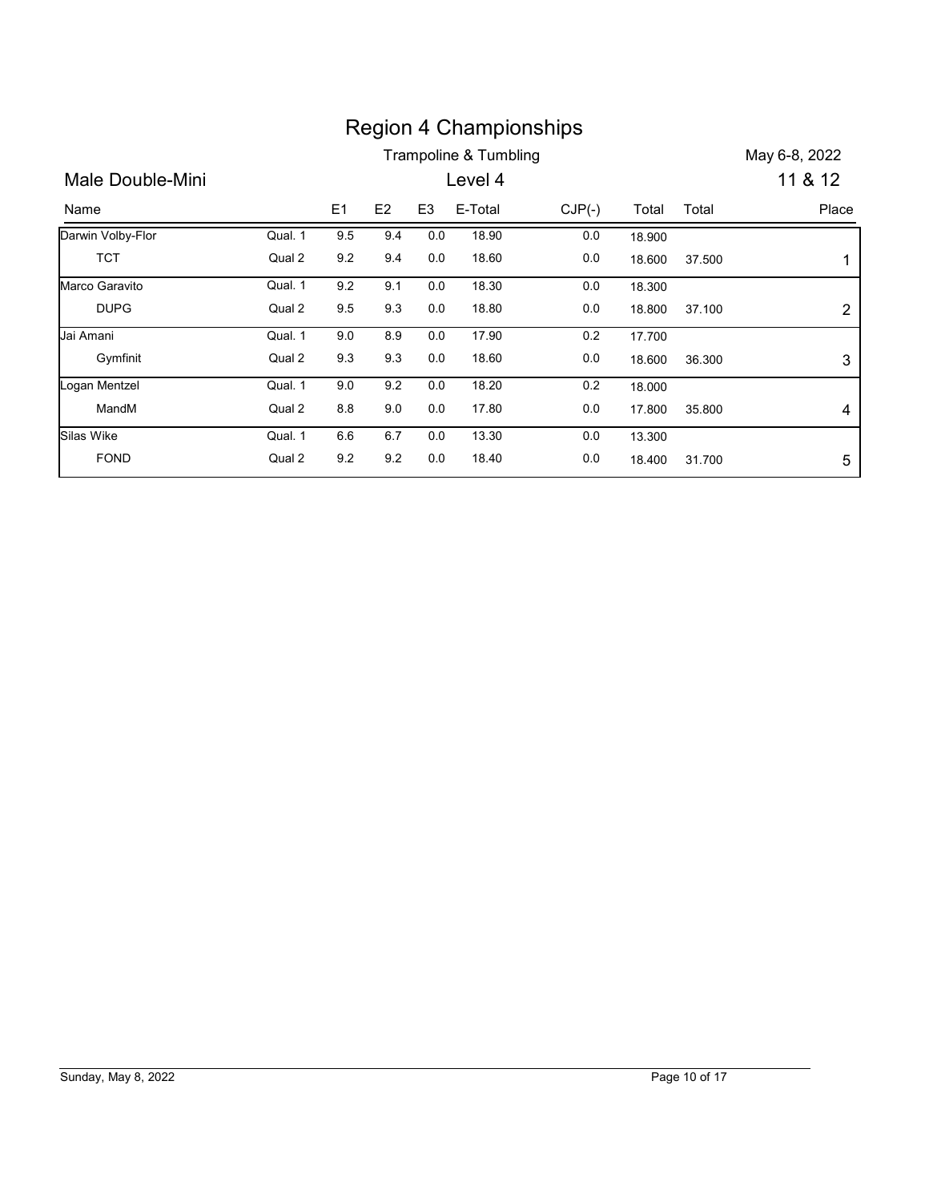# Region 4 Championships

Trampoline & Tumbling

May 6-8, 2022

## Male Double-Mini

Level 4

11 & 12

| Name | | E1 | E2 | E3 | E-Total | CJP(-) | Total | Total | Place |
|---|---|---|---|---|---|---|---|---|---|
| Darwin Volby-Flor | Qual. 1 | 9.5 | 9.4 | 0.0 | 18.90 | 0.0 | 18.900 | | |
| TCT | Qual 2 | 9.2 | 9.4 | 0.0 | 18.60 | 0.0 | 18.600 | 37.500 | 1 |
| Marco Garavito | Qual. 1 | 9.2 | 9.1 | 0.0 | 18.30 | 0.0 | 18.300 | | |
| DUPG | Qual 2 | 9.5 | 9.3 | 0.0 | 18.80 | 0.0 | 18.800 | 37.100 | 2 |
| Jai Amani | Qual. 1 | 9.0 | 8.9 | 0.0 | 17.90 | 0.2 | 17.700 | | |
| Gymfinit | Qual 2 | 9.3 | 9.3 | 0.0 | 18.60 | 0.0 | 18.600 | 36.300 | 3 |
| Logan Mentzel | Qual. 1 | 9.0 | 9.2 | 0.0 | 18.20 | 0.2 | 18.000 | | |
| MandM | Qual 2 | 8.8 | 9.0 | 0.0 | 17.80 | 0.0 | 17.800 | 35.800 | 4 |
| Silas Wike | Qual. 1 | 6.6 | 6.7 | 0.0 | 13.30 | 0.0 | 13.300 | | |
| FOND | Qual 2 | 9.2 | 9.2 | 0.0 | 18.40 | 0.0 | 18.400 | 31.700 | 5 |

Sunday, May 8, 2022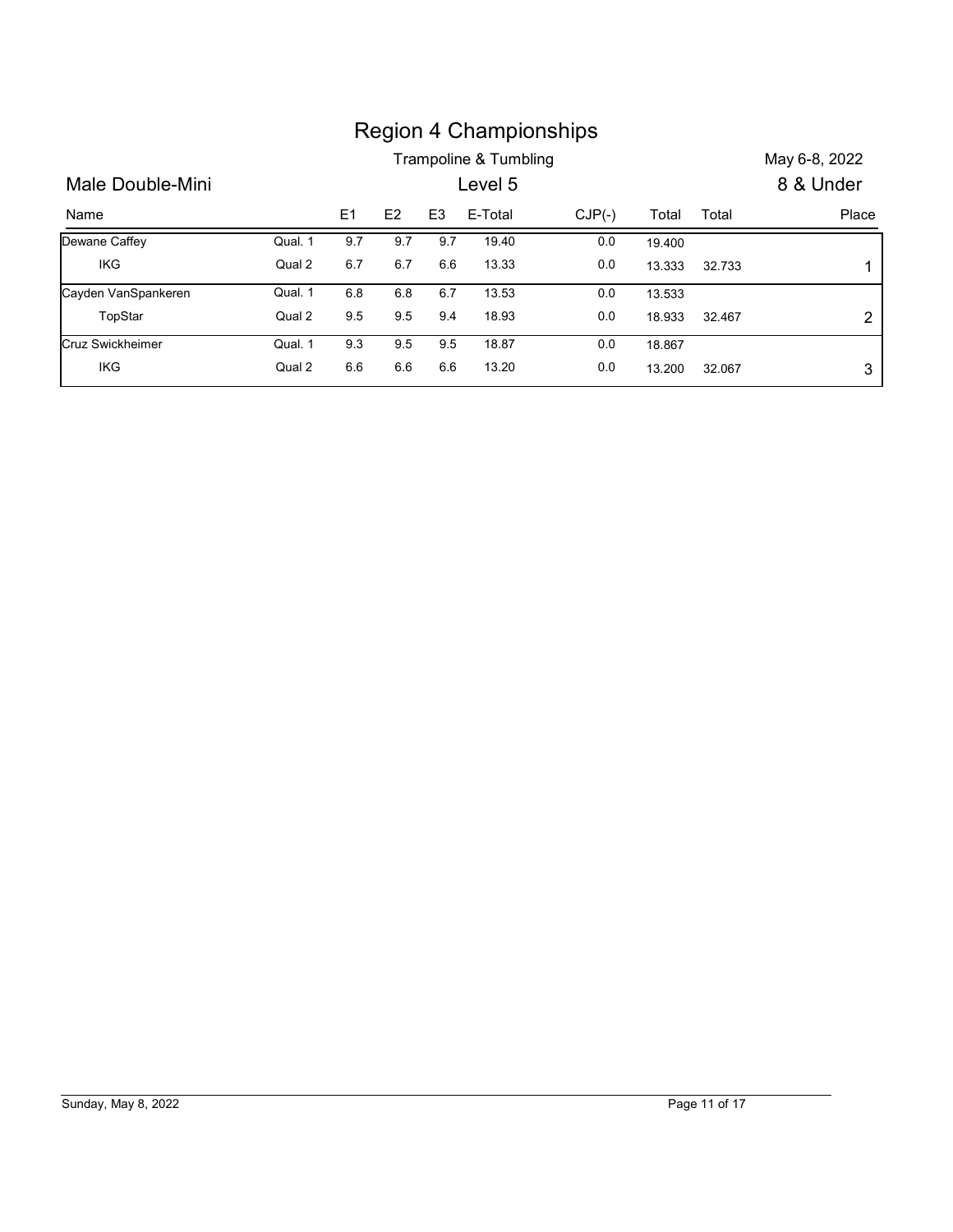# Region 4 Championships

Trampoline & Tumbling

May 6-8, 2022

## Male Double-Mini

Level 5

8 & Under

| Name | | E1 | E2 | E3 | E-Total | CJP(-) | Total | Total | Place |
|---|---|---|---|---|---|---|---|---|---|
| Dewane Caffey | Qual. 1 | 9.7 | 9.7 | 9.7 | 19.40 | 0.0 | 19.400 | | |
| IKG | Qual 2 | 6.7 | 6.7 | 6.6 | 13.33 | 0.0 | 13.333 | 32.733 | 1 |
| Cayden VanSpankeren | Qual. 1 | 6.8 | 6.8 | 6.7 | 13.53 | 0.0 | 13.533 | | |
| TopStar | Qual 2 | 9.5 | 9.5 | 9.4 | 18.93 | 0.0 | 18.933 | 32.467 | 2 |
| Cruz Swickheimer | Qual. 1 | 9.3 | 9.5 | 9.5 | 18.87 | 0.0 | 18.867 | | |
| IKG | Qual 2 | 6.6 | 6.6 | 6.6 | 13.20 | 0.0 | 13.200 | 32.067 | 3 |

Sunday, May 8, 2022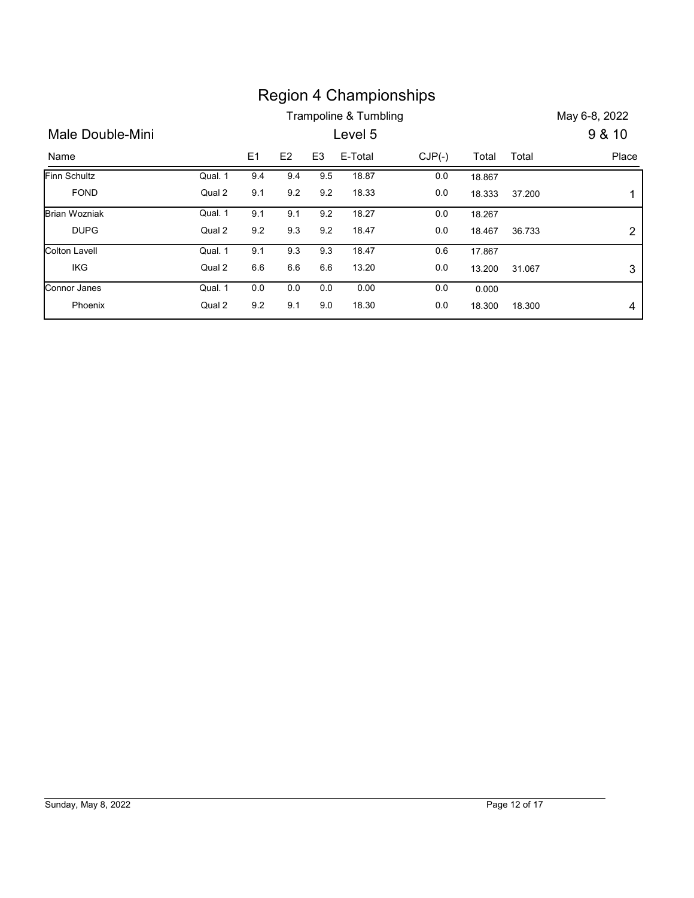# Region 4 Championships

Trampoline & Tumbling

May 6-8, 2022

## Male Double-Mini

Level 5

9 & 10

| Name | | E1 | E2 | E3 | E-Total | CJP(-) | Total | Total | Place |
|---|---|---|---|---|---|---|---|---|---|
| Finn Schultz | Qual. 1 | 9.4 | 9.4 | 9.5 | 18.87 | 0.0 | 18.867 | | |
| FOND | Qual 2 | 9.1 | 9.2 | 9.2 | 18.33 | 0.0 | 18.333 | 37.200 | 1 |
| Brian Wozniak | Qual. 1 | 9.1 | 9.1 | 9.2 | 18.27 | 0.0 | 18.267 | | |
| DUPG | Qual 2 | 9.2 | 9.3 | 9.2 | 18.47 | 0.0 | 18.467 | 36.733 | 2 |
| Colton Lavell | Qual. 1 | 9.1 | 9.3 | 9.3 | 18.47 | 0.6 | 17.867 | | |
| IKG | Qual 2 | 6.6 | 6.6 | 6.6 | 13.20 | 0.0 | 13.200 | 31.067 | 3 |
| Connor Janes | Qual. 1 | 0.0 | 0.0 | 0.0 | 0.00 | 0.0 | 0.000 | | |
| Phoenix | Qual 2 | 9.2 | 9.1 | 9.0 | 18.30 | 0.0 | 18.300 | 18.300 | 4 |

Sunday, May 8, 2022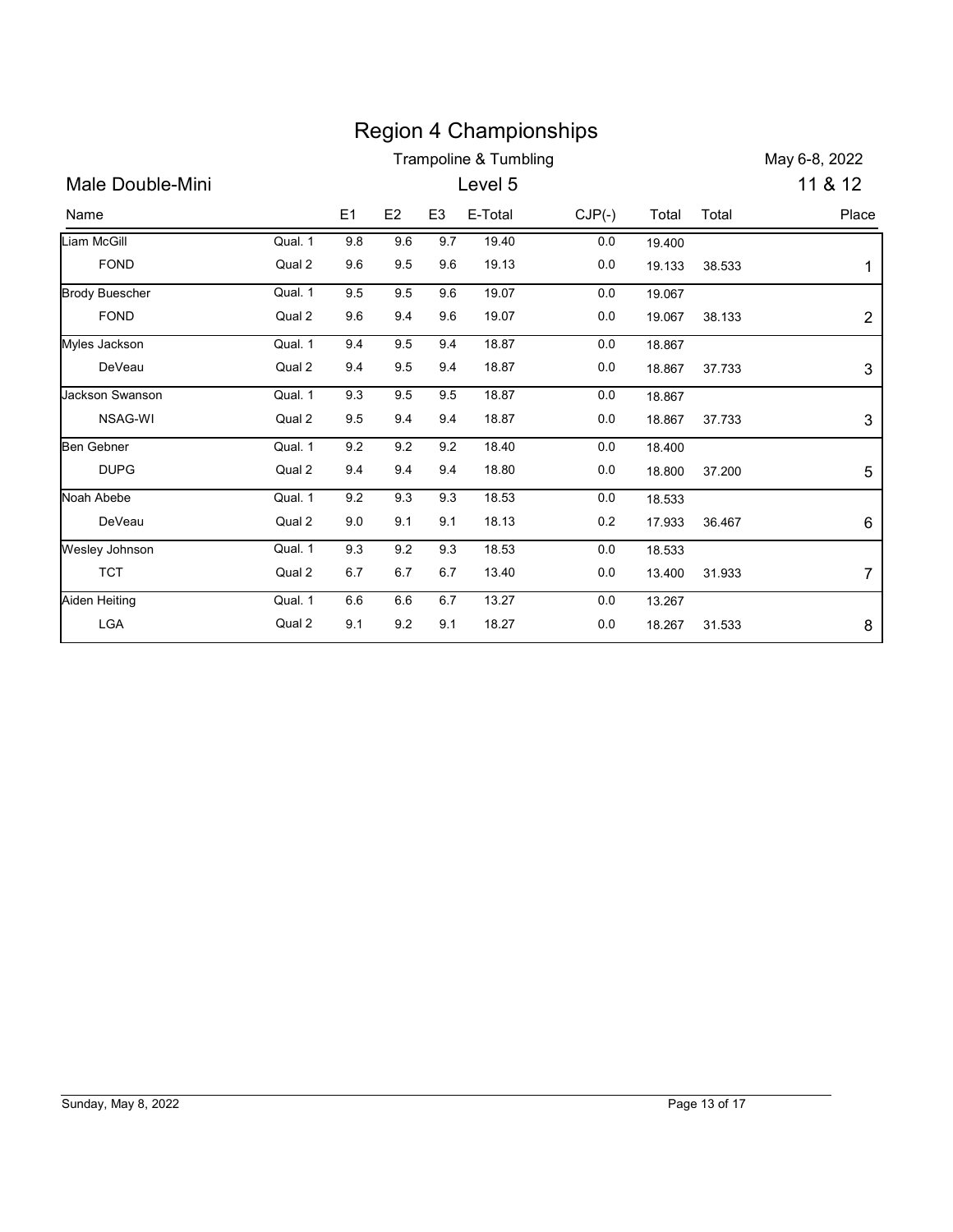# Region 4 Championships

Trampoline & Tumbling

May 6-8, 2022

## Male Double-Mini

Level 5

11 & 12

| Name | | E1 | E2 | E3 | E-Total | CJP(-) | Total | Total | Place |
|---|---|---|---|---|---|---|---|---|---|
| Liam McGill | Qual. 1 | 9.8 | 9.6 | 9.7 | 19.40 | 0.0 | 19.400 | | |
| FOND | Qual 2 | 9.6 | 9.5 | 9.6 | 19.13 | 0.0 | 19.133 | 38.533 | 1 |
| Brody Buescher | Qual. 1 | 9.5 | 9.5 | 9.6 | 19.07 | 0.0 | 19.067 | | |
| FOND | Qual 2 | 9.6 | 9.4 | 9.6 | 19.07 | 0.0 | 19.067 | 38.133 | 2 |
| Myles Jackson | Qual. 1 | 9.4 | 9.5 | 9.4 | 18.87 | 0.0 | 18.867 | | |
| DeVeau | Qual 2 | 9.4 | 9.5 | 9.4 | 18.87 | 0.0 | 18.867 | 37.733 | 3 |
| Jackson Swanson | Qual. 1 | 9.3 | 9.5 | 9.5 | 18.87 | 0.0 | 18.867 | | |
| NSAG-WI | Qual 2 | 9.5 | 9.4 | 9.4 | 18.87 | 0.0 | 18.867 | 37.733 | 3 |
| Ben Gebner | Qual. 1 | 9.2 | 9.2 | 9.2 | 18.40 | 0.0 | 18.400 | | |
| DUPG | Qual 2 | 9.4 | 9.4 | 9.4 | 18.80 | 0.0 | 18.800 | 37.200 | 5 |
| Noah Abebe | Qual. 1 | 9.2 | 9.3 | 9.3 | 18.53 | 0.0 | 18.533 | | |
| DeVeau | Qual 2 | 9.0 | 9.1 | 9.1 | 18.13 | 0.2 | 17.933 | 36.467 | 6 |
| Wesley Johnson | Qual. 1 | 9.3 | 9.2 | 9.3 | 18.53 | 0.0 | 18.533 | | |
| TCT | Qual 2 | 6.7 | 6.7 | 6.7 | 13.40 | 0.0 | 13.400 | 31.933 | 7 |
| Aiden Heiting | Qual. 1 | 6.6 | 6.6 | 6.7 | 13.27 | 0.0 | 13.267 | | |
| LGA | Qual 2 | 9.1 | 9.2 | 9.1 | 18.27 | 0.0 | 18.267 | 31.533 | 8 |

Sunday, May 8, 2022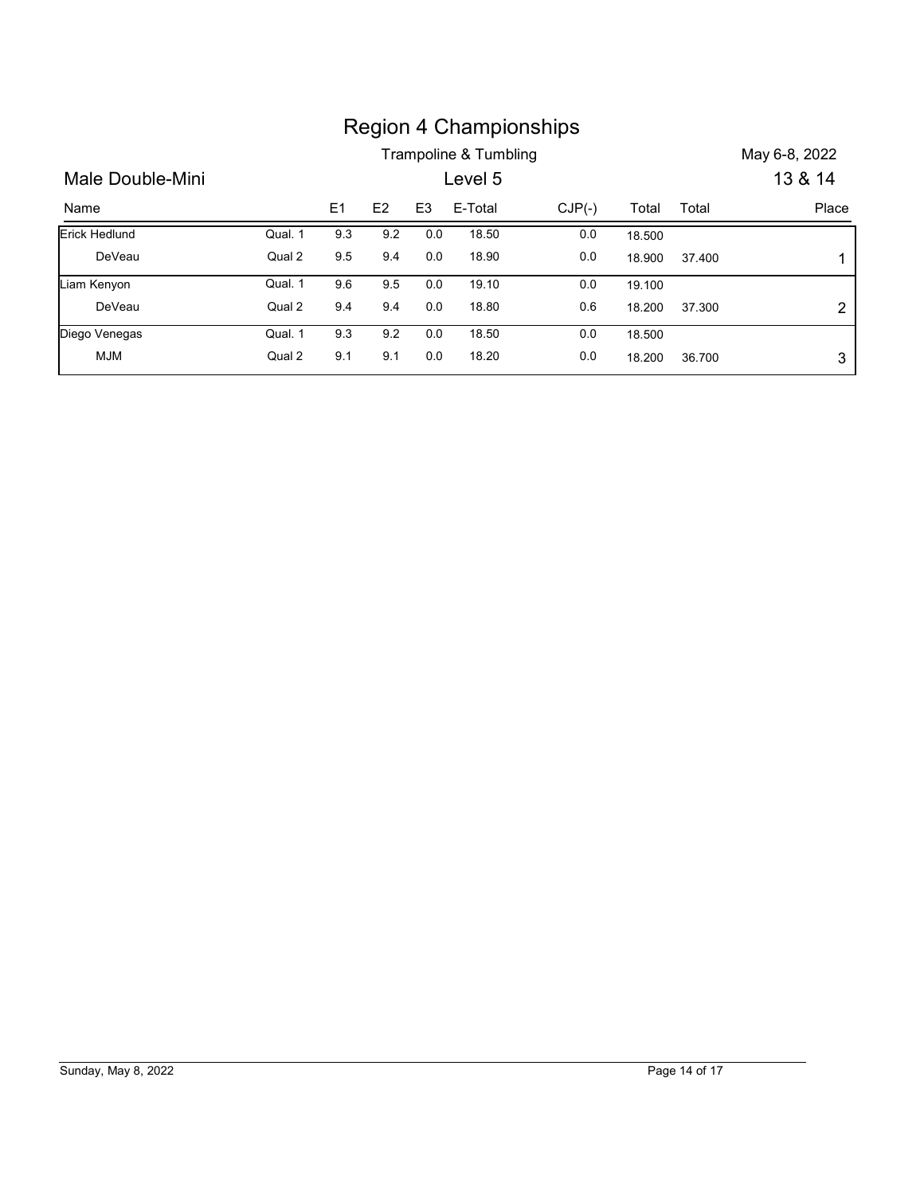# Region 4 Championships

Trampoline & Tumbling

May 6-8, 2022

## Male Double-Mini

Level 5

13 & 14

| Name | | E1 | E2 | E3 | E-Total | CJP(-) | Total | Total | Place |
|---|---|---|---|---|---|---|---|---|---|
| Erick Hedlund | Qual. 1 | 9.3 | 9.2 | 0.0 | 18.50 | 0.0 | 18.500 | | |
| DeVeau | Qual 2 | 9.5 | 9.4 | 0.0 | 18.90 | 0.0 | 18.900 | 37.400 | 1 |
| Liam Kenyon | Qual. 1 | 9.6 | 9.5 | 0.0 | 19.10 | 0.0 | 19.100 | | |
| DeVeau | Qual 2 | 9.4 | 9.4 | 0.0 | 18.80 | 0.6 | 18.200 | 37.300 | 2 |
| Diego Venegas | Qual. 1 | 9.3 | 9.2 | 0.0 | 18.50 | 0.0 | 18.500 | | |
| MJM | Qual 2 | 9.1 | 9.1 | 0.0 | 18.20 | 0.0 | 18.200 | 36.700 | 3 |

Sunday, May 8, 2022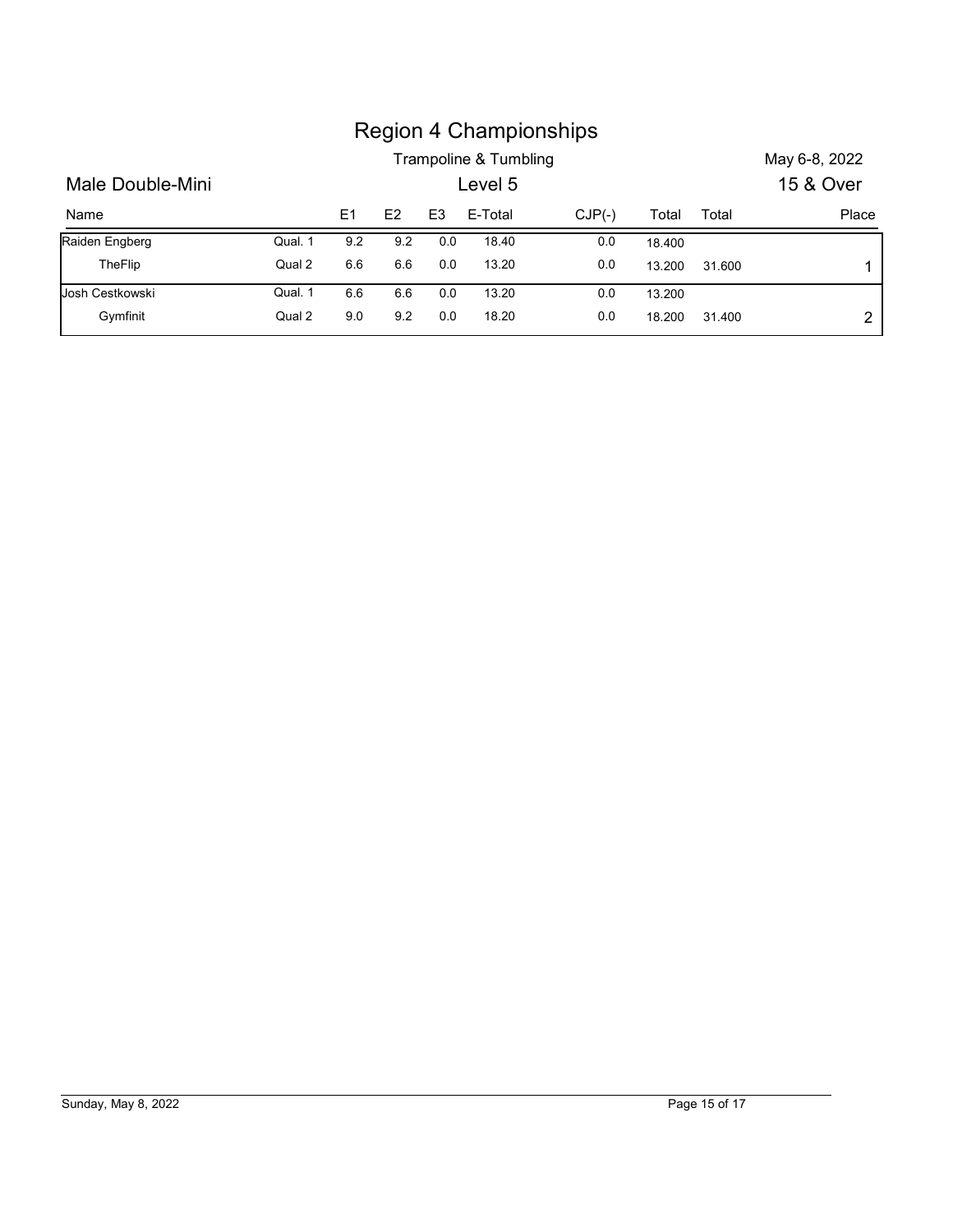# Region 4 Championships

Trampoline & Tumbling

May 6-8, 2022

## Male Double-Mini

Level 5

15 & Over

| Name | | E1 | E2 | E3 | E-Total | CJP(-) | Total | Total | Place |
|---|---|---|---|---|---|---|---|---|---|
| Raiden Engberg | Qual. 1 | 9.2 | 9.2 | 0.0 | 18.40 | 0.0 | 18.400 | | |
| TheFlip | Qual 2 | 6.6 | 6.6 | 0.0 | 13.20 | 0.0 | 13.200 | 31.600 | 1 |
| Josh Cestkowski | Qual. 1 | 6.6 | 6.6 | 0.0 | 13.20 | 0.0 | 13.200 | | |
| Gymfinit | Qual 2 | 9.0 | 9.2 | 0.0 | 18.20 | 0.0 | 18.200 | 31.400 | 2 |

Sunday, May 8, 2022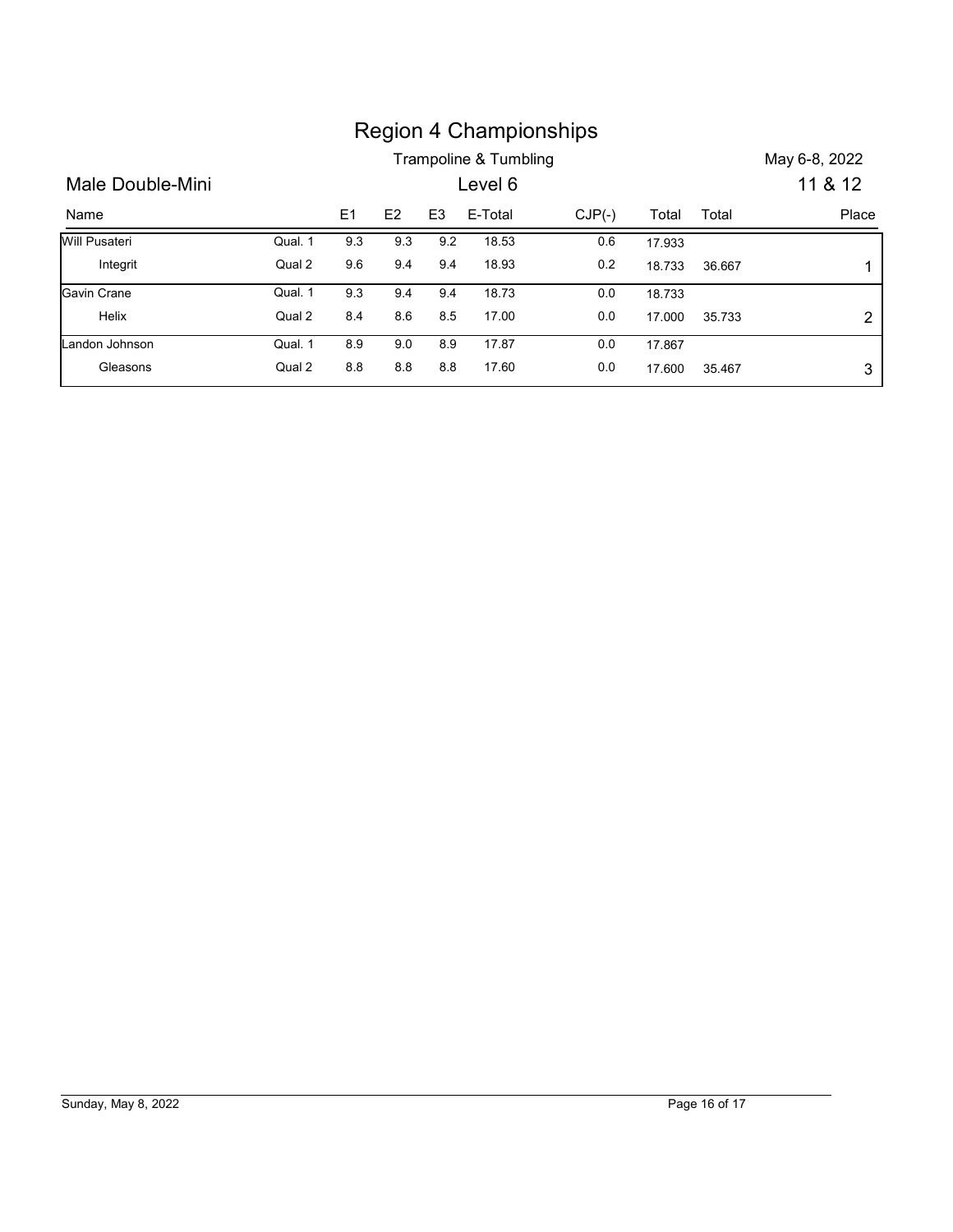# Region 4 Championships

Trampoline & Tumbling

May 6-8, 2022

## Male Double-Mini

Level 6

11 & 12

| Name | | E1 | E2 | E3 | E-Total | CJP(-) | Total | Total | Place |
|---|---|---|---|---|---|---|---|---|---|
| Will Pusateri | Qual. 1 | 9.3 | 9.3 | 9.2 | 18.53 | 0.6 | 17.933 | | |
| Integrit | Qual 2 | 9.6 | 9.4 | 9.4 | 18.93 | 0.2 | 18.733 | 36.667 | 1 |
| Gavin Crane | Qual. 1 | 9.3 | 9.4 | 9.4 | 18.73 | 0.0 | 18.733 | | |
| Helix | Qual 2 | 8.4 | 8.6 | 8.5 | 17.00 | 0.0 | 17.000 | 35.733 | 2 |
| Landon Johnson | Qual. 1 | 8.9 | 9.0 | 8.9 | 17.87 | 0.0 | 17.867 | | |
| Gleasons | Qual 2 | 8.8 | 8.8 | 8.8 | 17.60 | 0.0 | 17.600 | 35.467 | 3 |

Sunday, May 8, 2022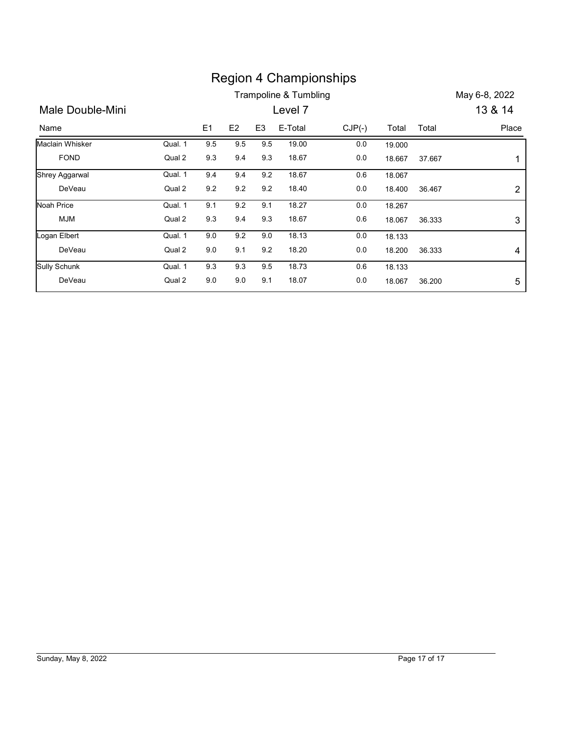# Region 4 Championships

## Trampoline & Tumbling

May 6-8, 2022

**Male Double-Mini** — Level 7 — 13 & 14

| Name | | E1 | E2 | E3 | E-Total | CJP(-) | Total | Total | Place |
|---|---|---|---|---|---|---|---|---|---|
| Maclain Whisker | Qual. 1 | 9.5 | 9.5 | 9.5 | 19.00 | 0.0 | 19.000 | | |
| FOND | Qual 2 | 9.3 | 9.4 | 9.3 | 18.67 | 0.0 | 18.667 | 37.667 | 1 |
| Shrey Aggarwal | Qual. 1 | 9.4 | 9.4 | 9.2 | 18.67 | 0.6 | 18.067 | | |
| DeVeau | Qual 2 | 9.2 | 9.2 | 9.2 | 18.40 | 0.0 | 18.400 | 36.467 | 2 |
| Noah Price | Qual. 1 | 9.1 | 9.2 | 9.1 | 18.27 | 0.0 | 18.267 | | |
| MJM | Qual 2 | 9.3 | 9.4 | 9.3 | 18.67 | 0.6 | 18.067 | 36.333 | 3 |
| Logan Elbert | Qual. 1 | 9.0 | 9.2 | 9.0 | 18.13 | 0.0 | 18.133 | | |
| DeVeau | Qual 2 | 9.0 | 9.1 | 9.2 | 18.20 | 0.0 | 18.200 | 36.333 | 4 |
| Sully Schunk | Qual. 1 | 9.3 | 9.3 | 9.5 | 18.73 | 0.6 | 18.133 | | |
| DeVeau | Qual 2 | 9.0 | 9.0 | 9.1 | 18.07 | 0.0 | 18.067 | 36.200 | 5 |

Sunday, May 8, 2022